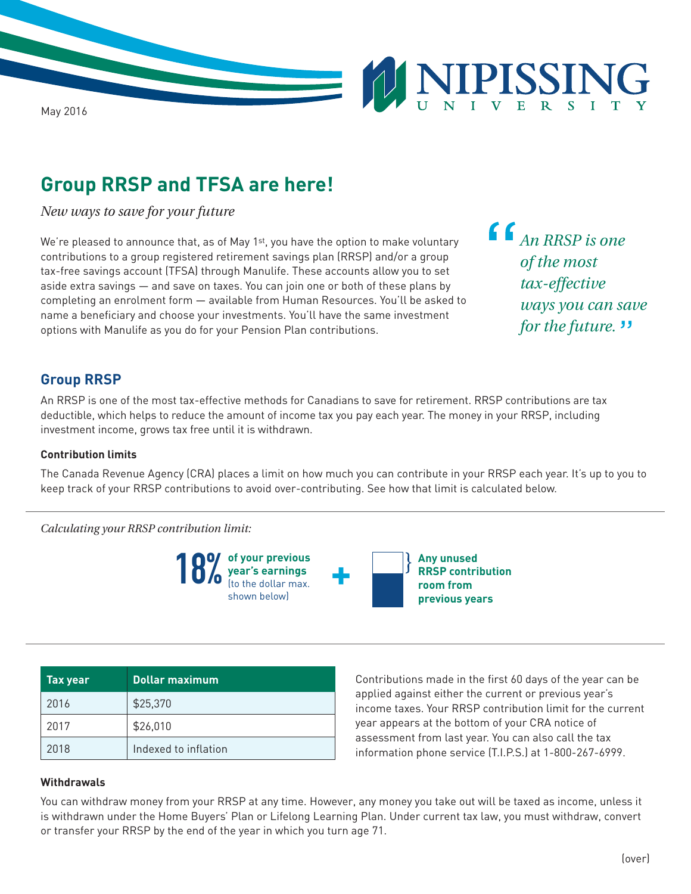May 2016

# Group RRSP and TFSA are here!

*New ways to save for your future*

We're pleased to announce that, as of May 1st, you have the option to make voluntary contributions to a group registered retirement savings plan (RRSP) and/or a group tax-free savings account (TFSA) through Manulife. These accounts allow you to set aside extra savings — and save on taxes. You can join one or both of these plans by completing an enrolment form — available from Human Resources. You'll be asked to name a beneficiary and choose your investments. You'll have the same investment options with Manulife as you do for your Pension Plan contributions.

> *"An RRSP is one of the most tax-effective ways you can save for the future."*

## Group RRSP

An RRSP is one of the most tax-effective methods for Canadians to save for retirement. RRSP contributions are tax deductible, which helps to reduce the amount of income tax you pay each year. The money in your RRSP, including investment income, grows tax free until it is withdrawn.

**Contribution limits**

The Canada Revenue Agency (CRA) places a limit on how much you can contribute in your RRSP each year. It's up to you to keep track of your RRSP contributions to avoid over-contributing. See how that limit is calculated below.

*Calculating your RRSP contribution limit:*

**18% of your previous year's earnings** (to the dollar max. shown below) **+ Any unused RRSP contribution room from previous years**

| Tax year | Dollar maximum |
| --- | --- |
| 2016 | $25,370 |
| 2017 | $26,010 |
| 2018 | Indexed to inflation |

Contributions made in the first 60 days of the year can be applied against either the current or previous year's income taxes. Your RRSP contribution limit for the current year appears at the bottom of your CRA notice of assessment from last year. You can also call the tax information phone service (T.I.P.S.) at 1-800-267-6999.

**Withdrawals**

You can withdraw money from your RRSP at any time. However, any money you take out will be taxed as income, unless it is withdrawn under the Home Buyers' Plan or Lifelong Learning Plan. Under current tax law, you must withdraw, convert or transfer your RRSP by the end of the year in which you turn age 71.

(over)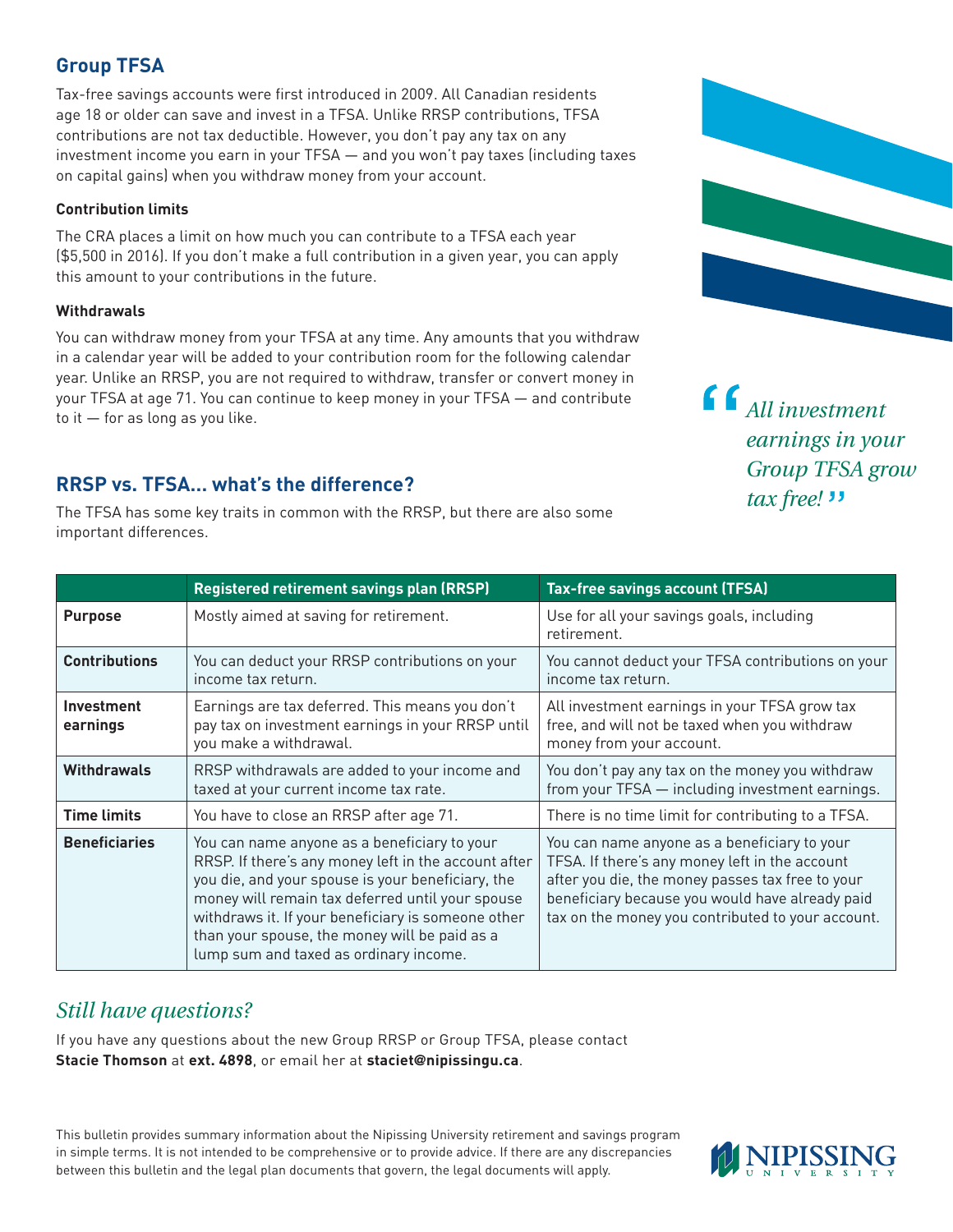## Group TFSA

Tax-free savings accounts were first introduced in 2009. All Canadian residents age 18 or older can save and invest in a TFSA. Unlike RRSP contributions, TFSA contributions are not tax deductible. However, you don't pay any tax on any investment income you earn in your TFSA — and you won't pay taxes (including taxes on capital gains) when you withdraw money from your account.

#### Contribution limits

The CRA places a limit on how much you can contribute to a TFSA each year ($5,500 in 2016). If you don't make a full contribution in a given year, you can apply this amount to your contributions in the future.

#### Withdrawals

You can withdraw money from your TFSA at any time. Any amounts that you withdraw in a calendar year will be added to your contribution room for the following calendar year. Unlike an RRSP, you are not required to withdraw, transfer or convert money in your TFSA at age 71. You can continue to keep money in your TFSA — and contribute to it — for as long as you like.

> *"All investment earnings in your Group TFSA grow tax free!"*

## RRSP vs. TFSA... what's the difference?

The TFSA has some key traits in common with the RRSP, but there are also some important differences.

| | Registered retirement savings plan (RRSP) | Tax-free savings account (TFSA) |
|---|---|---|
| **Purpose** | Mostly aimed at saving for retirement. | Use for all your savings goals, including retirement. |
| **Contributions** | You can deduct your RRSP contributions on your income tax return. | You cannot deduct your TFSA contributions on your income tax return. |
| **Investment earnings** | Earnings are tax deferred. This means you don't pay tax on investment earnings in your RRSP until you make a withdrawal. | All investment earnings in your TFSA grow tax free, and will not be taxed when you withdraw money from your account. |
| **Withdrawals** | RRSP withdrawals are added to your income and taxed at your current income tax rate. | You don't pay any tax on the money you withdraw from your TFSA — including investment earnings. |
| **Time limits** | You have to close an RRSP after age 71. | There is no time limit for contributing to a TFSA. |
| **Beneficiaries** | You can name anyone as a beneficiary to your RRSP. If there's any money left in the account after you die, and your spouse is your beneficiary, the money will remain tax deferred until your spouse withdraws it. If your beneficiary is someone other than your spouse, the money will be paid as a lump sum and taxed as ordinary income. | You can name anyone as a beneficiary to your TFSA. If there's any money left in the account after you die, the money passes tax free to your beneficiary because you would have already paid tax on the money you contributed to your account. |

## *Still have questions?*

If you have any questions about the new Group RRSP or Group TFSA, please contact **Stacie Thomson** at **ext. 4898**, or email her at **staciet@nipissingu.ca**.

This bulletin provides summary information about the Nipissing University retirement and savings program in simple terms. It is not intended to be comprehensive or to provide advice. If there are any discrepancies between this bulletin and the legal plan documents that govern, the legal documents will apply.

NIPISSING UNIVERSITY